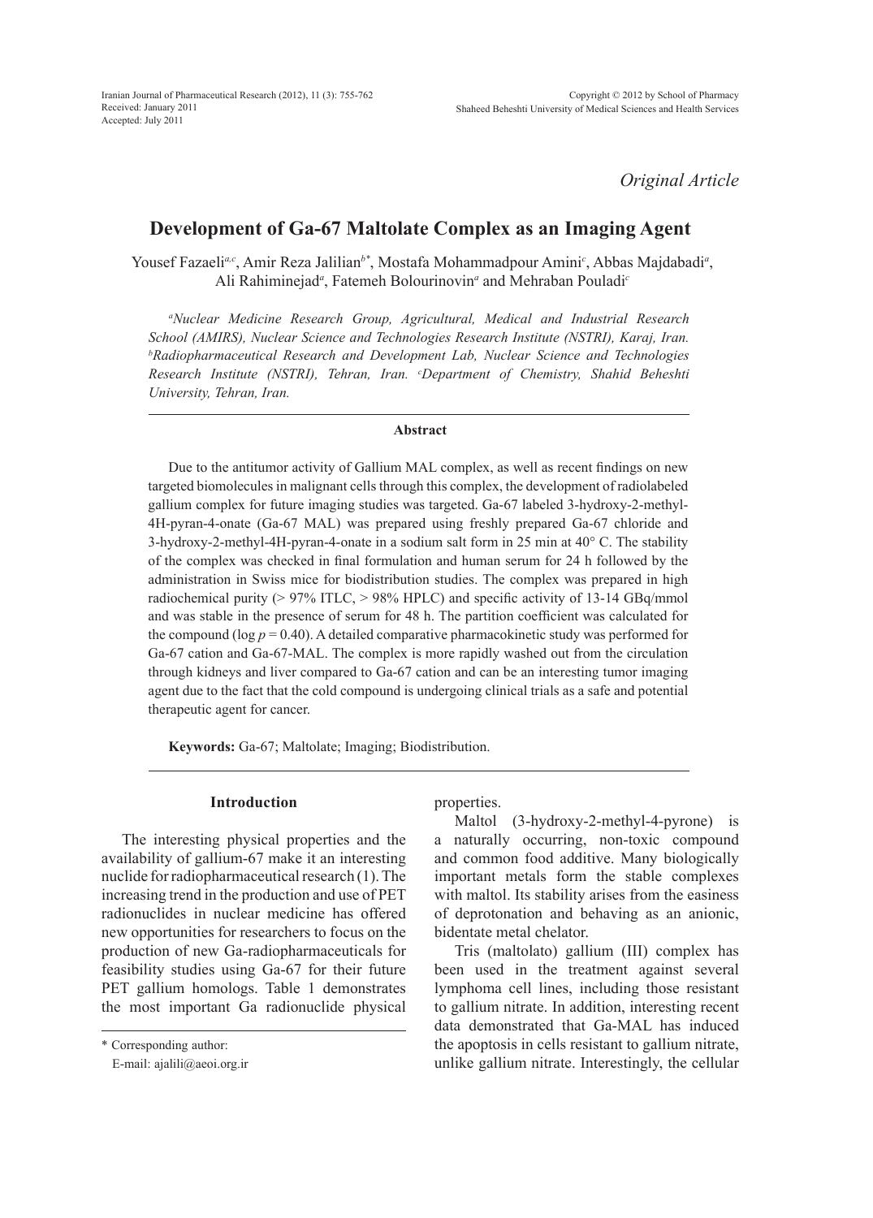*Original Article*

# Development of Ga-67 Maltolate Complex as an Imaging Agent

Yousef Fazaeli[a,c], Amir Reza Jalilian[b*], Mostafa Mohammadpour Amini[c], Abbas Majdabadi[a], Ali Rahiminejad[a], Fatemeh Bolourinovin[a] and Mehraban Pouladi[c]

*[a]Nuclear Medicine Research Group, Agricultural, Medical and Industrial Research School (AMIRS), Nuclear Science and Technologies Research Institute (NSTRI), Karaj, Iran. [b]Radiopharmaceutical Research and Development Lab, Nuclear Science and Technologies Research Institute (NSTRI), Tehran, Iran. [c]Department of Chemistry, Shahid Beheshti University, Tehran, Iran.*

## Abstract

Due to the antitumor activity of Gallium MAL complex, as well as recent findings on new targeted biomolecules in malignant cells through this complex, the development of radiolabeled gallium complex for future imaging studies was targeted. Ga-67 labeled 3-hydroxy-2-methyl-4H-pyran-4-onate (Ga-67 MAL) was prepared using freshly prepared Ga-67 chloride and 3-hydroxy-2-methyl-4H-pyran-4-onate in a sodium salt form in 25 min at 40° C. The stability of the complex was checked in final formulation and human serum for 24 h followed by the administration in Swiss mice for biodistribution studies. The complex was prepared in high radiochemical purity (> 97% ITLC, > 98% HPLC) and specific activity of 13-14 GBq/mmol and was stable in the presence of serum for 48 h. The partition coefficient was calculated for the compound (log $p$ = 0.40). A detailed comparative pharmacokinetic study was performed for Ga-67 cation and Ga-67-MAL. The complex is more rapidly washed out from the circulation through kidneys and liver compared to Ga-67 cation and can be an interesting tumor imaging agent due to the fact that the cold compound is undergoing clinical trials as a safe and potential therapeutic agent for cancer.

**Keywords:** Ga-67; Maltolate; Imaging; Biodistribution.

## Introduction

The interesting physical properties and the availability of gallium-67 make it an interesting nuclide for radiopharmaceutical research (1). The increasing trend in the production and use of PET radionuclides in nuclear medicine has offered new opportunities for researchers to focus on the production of new Ga-radiopharmaceuticals for feasibility studies using Ga-67 for their future PET gallium homologs. Table 1 demonstrates the most important Ga radionuclide physical properties.

Maltol (3-hydroxy-2-methyl-4-pyrone) is a naturally occurring, non-toxic compound and common food additive. Many biologically important metals form the stable complexes with maltol. Its stability arises from the easiness of deprotonation and behaving as an anionic, bidentate metal chelator.

Tris (maltolato) gallium (III) complex has been used in the treatment against several lymphoma cell lines, including those resistant to gallium nitrate. In addition, interesting recent data demonstrated that Ga-MAL has induced the apoptosis in cells resistant to gallium nitrate, unlike gallium nitrate. Interestingly, the cellular

\* Corresponding author:

E-mail: ajalili@aeoi.org.ir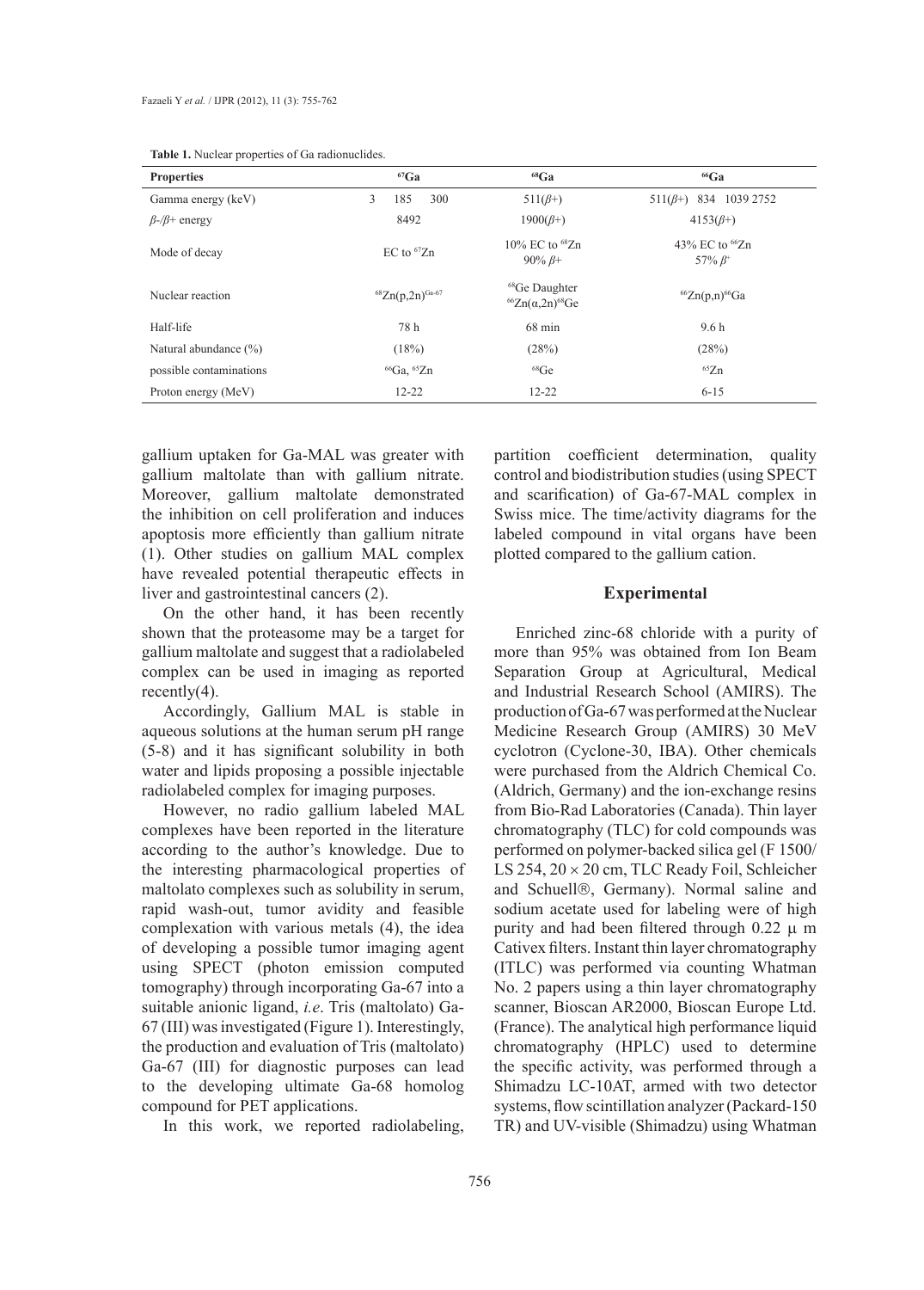**Table 1.** Nuclear properties of Ga radionuclides.

| Properties | $^{67}Ga$ | $^{68}Ga$ | $^{66}Ga$ |
|---|---|---|---|
| Gamma energy (keV) | 3 185 300 | 511($\beta$+) | 511($\beta$+) 834 1039 2752 |
| $\beta$-/$\beta$+ energy | 8492 | 1900($\beta$+) | 4153($\beta$+) |
| Mode of decay | EC to $^{67}Zn$ | 10% EC to $^{68}Zn$ 90% $\beta$+ | 43% EC to $^{66}Zn$ 57% $\beta^+$ |
| Nuclear reaction | $^{68}Zn(p,2n)^{Ga\text{-}67}$ | $^{68}Ge$ Daughter $^{66}Zn(\alpha,2n)^{68}Ge$ | $^{66}Zn(p,n)^{66}Ga$ |
| Half-life | 78 h | 68 min | 9.6 h |
| Natural abundance (%) | (18%) | (28%) | (28%) |
| possible contaminations | $^{66}Ga$, $^{65}Zn$ | $^{68}Ge$ | $^{65}Zn$ |
| Proton energy (MeV) | 12-22 | 12-22 | 6-15 |

gallium uptaken for Ga-MAL was greater with gallium maltolate than with gallium nitrate. Moreover, gallium maltolate demonstrated the inhibition on cell proliferation and induces apoptosis more efficiently than gallium nitrate (1). Other studies on gallium MAL complex have revealed potential therapeutic effects in liver and gastrointestinal cancers (2).

On the other hand, it has been recently shown that the proteasome may be a target for gallium maltolate and suggest that a radiolabeled complex can be used in imaging as reported recently(4).

Accordingly, Gallium MAL is stable in aqueous solutions at the human serum pH range (5-8) and it has significant solubility in both water and lipids proposing a possible injectable radiolabeled complex for imaging purposes.

However, no radio gallium labeled MAL complexes have been reported in the literature according to the author's knowledge. Due to the interesting pharmacological properties of maltolato complexes such as solubility in serum, rapid wash-out, tumor avidity and feasible complexation with various metals (4), the idea of developing a possible tumor imaging agent using SPECT (photon emission computed tomography) through incorporating Ga-67 into a suitable anionic ligand, *i.e*. Tris (maltolato) Ga-67 (III) was investigated (Figure 1). Interestingly, the production and evaluation of Tris (maltolato) Ga-67 (III) for diagnostic purposes can lead to the developing ultimate Ga-68 homolog compound for PET applications.

In this work, we reported radiolabeling, partition coefficient determination, quality control and biodistribution studies (using SPECT and scarification) of Ga-67-MAL complex in Swiss mice. The time/activity diagrams for the labeled compound in vital organs have been plotted compared to the gallium cation.

## Experimental

Enriched zinc-68 chloride with a purity of more than 95% was obtained from Ion Beam Separation Group at Agricultural, Medical and Industrial Research School (AMIRS). The production of Ga-67 was performed at the Nuclear Medicine Research Group (AMIRS) 30 MeV cyclotron (Cyclone-30, IBA). Other chemicals were purchased from the Aldrich Chemical Co. (Aldrich, Germany) and the ion-exchange resins from Bio-Rad Laboratories (Canada). Thin layer chromatography (TLC) for cold compounds was performed on polymer-backed silica gel (F 1500/ LS 254, 20 × 20 cm, TLC Ready Foil, Schleicher and Schuell®, Germany). Normal saline and sodium acetate used for labeling were of high purity and had been filtered through 0.22 μ m Cativex filters. Instant thin layer chromatography (ITLC) was performed via counting Whatman No. 2 papers using a thin layer chromatography scanner, Bioscan AR2000, Bioscan Europe Ltd. (France). The analytical high performance liquid chromatography (HPLC) used to determine the specific activity, was performed through a Shimadzu LC-10AT, armed with two detector systems, flow scintillation analyzer (Packard-150 TR) and UV-visible (Shimadzu) using Whatman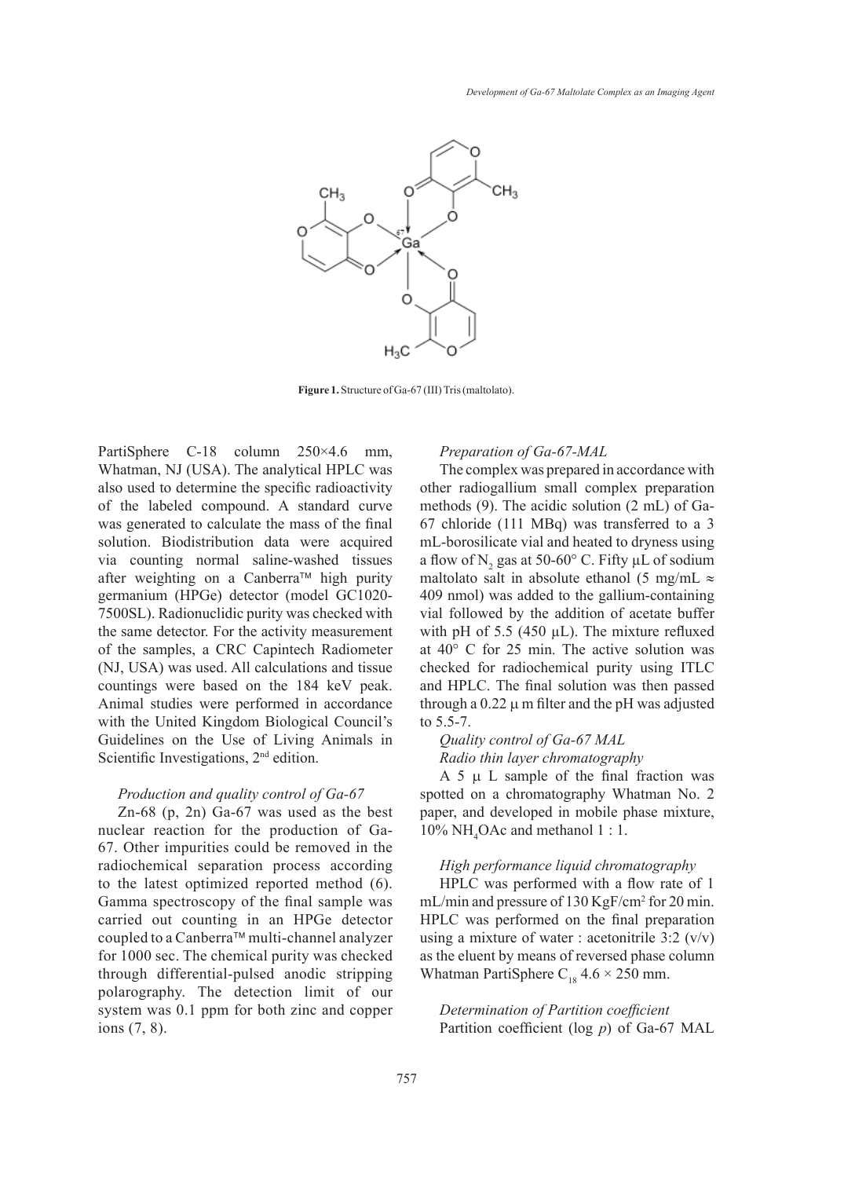**Figure 1.** Structure of Ga-67 (III) Tris (maltolato).

PartiSphere C-18 column 250×4.6 mm, Whatman, NJ (USA). The analytical HPLC was also used to determine the specific radioactivity of the labeled compound. A standard curve was generated to calculate the mass of the final solution. Biodistribution data were acquired via counting normal saline-washed tissues after weighting on a Canberra™ high purity germanium (HPGe) detector (model GC1020-7500SL). Radionuclidic purity was checked with the same detector. For the activity measurement of the samples, a CRC Capintech Radiometer (NJ, USA) was used. All calculations and tissue countings were based on the 184 keV peak. Animal studies were performed in accordance with the United Kingdom Biological Council's Guidelines on the Use of Living Animals in Scientific Investigations, 2nd edition.

*Production and quality control of Ga-67*

Zn-68 (p, 2n) Ga-67 was used as the best nuclear reaction for the production of Ga-67. Other impurities could be removed in the radiochemical separation process according to the latest optimized reported method (6). Gamma spectroscopy of the final sample was carried out counting in an HPGe detector coupled to a Canberra™ multi-channel analyzer for 1000 sec. The chemical purity was checked through differential-pulsed anodic stripping polarography. The detection limit of our system was 0.1 ppm for both zinc and copper ions (7, 8).

*Preparation of Ga-67-MAL*

The complex was prepared in accordance with other radiogallium small complex preparation methods (9). The acidic solution (2 mL) of Ga-67 chloride (111 MBq) was transferred to a 3 mL-borosilicate vial and heated to dryness using a flow of $N_2$ gas at 50-60° C. Fifty µL of sodium maltolato salt in absolute ethanol (5 mg/mL ≈ 409 nmol) was added to the gallium-containing vial followed by the addition of acetate buffer with pH of 5.5 (450 µL). The mixture refluxed at 40° C for 25 min. The active solution was checked for radiochemical purity using ITLC and HPLC. The final solution was then passed through a 0.22 µ m filter and the pH was adjusted to 5.5-7.

*Quality control of Ga-67 MAL*

*Radio thin layer chromatography*

A 5 µ L sample of the final fraction was spotted on a chromatography Whatman No. 2 paper, and developed in mobile phase mixture, 10% $NH_4OAc$ and methanol 1 : 1.

*High performance liquid chromatography*

HPLC was performed with a flow rate of 1 mL/min and pressure of 130 $KgF/cm^2$ for 20 min. HPLC was performed on the final preparation using a mixture of water : acetonitrile 3:2 (v/v) as the eluent by means of reversed phase column Whatman PartiSphere $C_{18}$ 4.6 × 250 mm.

*Determination of Partition coefficient*

Partition coefficient (log *p*) of Ga-67 MAL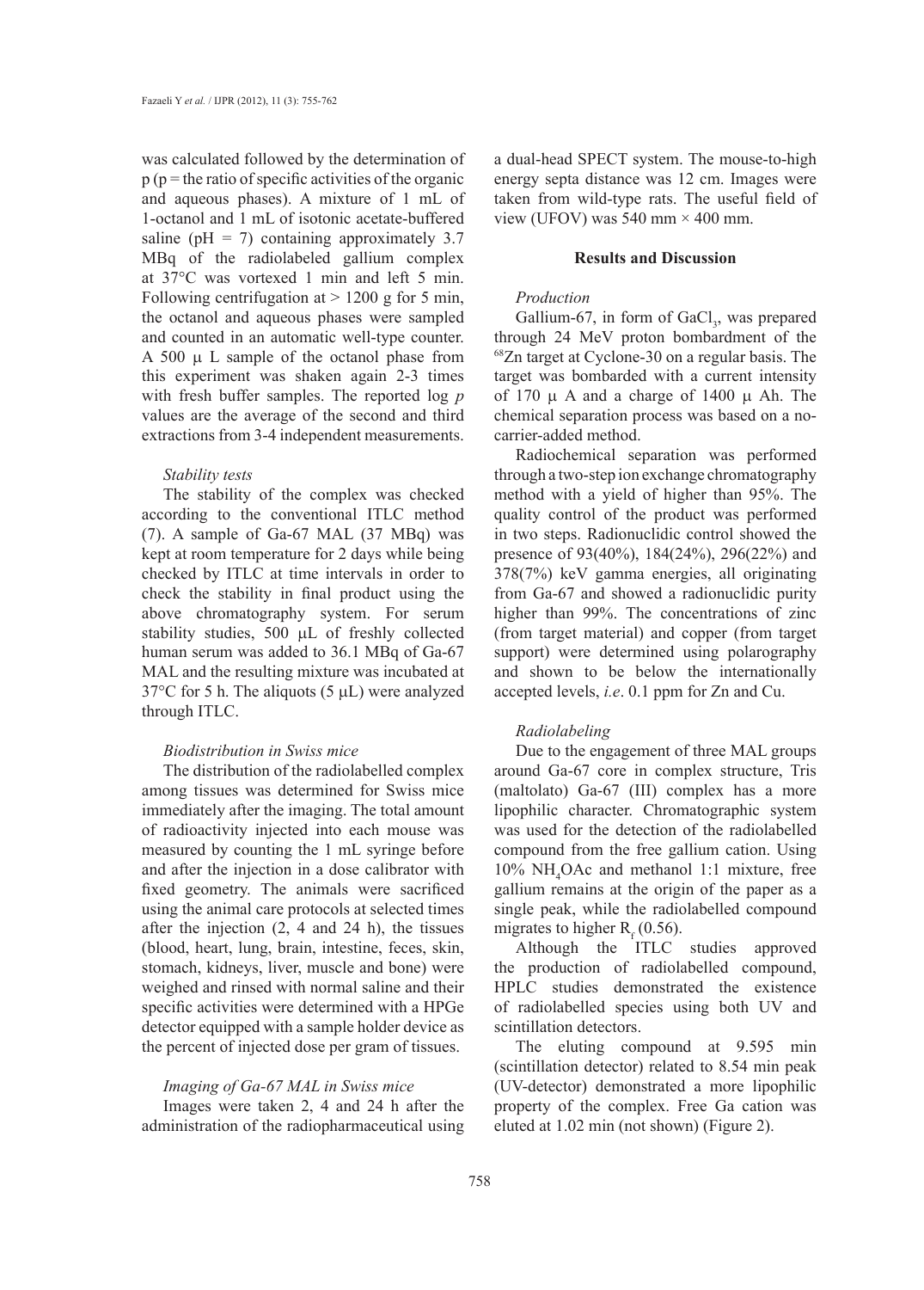was calculated followed by the determination of p (p = the ratio of specific activities of the organic and aqueous phases). A mixture of 1 mL of 1-octanol and 1 mL of isotonic acetate-buffered saline (pH = 7) containing approximately 3.7 MBq of the radiolabeled gallium complex at 37°C was vortexed 1 min and left 5 min. Following centrifugation at > 1200 g for 5 min, the octanol and aqueous phases were sampled and counted in an automatic well-type counter. A 500 μ L sample of the octanol phase from this experiment was shaken again 2-3 times with fresh buffer samples. The reported log *p* values are the average of the second and third extractions from 3-4 independent measurements.

*Stability tests*

The stability of the complex was checked according to the conventional ITLC method (7). A sample of Ga-67 MAL (37 MBq) was kept at room temperature for 2 days while being checked by ITLC at time intervals in order to check the stability in final product using the above chromatography system. For serum stability studies, 500 μL of freshly collected human serum was added to 36.1 MBq of Ga-67 MAL and the resulting mixture was incubated at 37°C for 5 h. The aliquots (5 μL) were analyzed through ITLC.

*Biodistribution in Swiss mice*

The distribution of the radiolabelled complex among tissues was determined for Swiss mice immediately after the imaging. The total amount of radioactivity injected into each mouse was measured by counting the 1 mL syringe before and after the injection in a dose calibrator with fixed geometry. The animals were sacrificed using the animal care protocols at selected times after the injection (2, 4 and 24 h), the tissues (blood, heart, lung, brain, intestine, feces, skin, stomach, kidneys, liver, muscle and bone) were weighed and rinsed with normal saline and their specific activities were determined with a HPGe detector equipped with a sample holder device as the percent of injected dose per gram of tissues.

*Imaging of Ga-67 MAL in Swiss mice*

Images were taken 2, 4 and 24 h after the administration of the radiopharmaceutical using a dual-head SPECT system. The mouse-to-high energy septa distance was 12 cm. Images were taken from wild-type rats. The useful field of view (UFOV) was 540 mm × 400 mm.

## Results and Discussion

*Production*

Gallium-67, in form of $GaCl_3$, was prepared through 24 MeV proton bombardment of the $^{68}Zn$ target at Cyclone-30 on a regular basis. The target was bombarded with a current intensity of 170 μ A and a charge of 1400 μ Ah. The chemical separation process was based on a no-carrier-added method.

Radiochemical separation was performed through a two-step ion exchange chromatography method with a yield of higher than 95%. The quality control of the product was performed in two steps. Radionuclidic control showed the presence of 93(40%), 184(24%), 296(22%) and 378(7%) keV gamma energies, all originating from Ga-67 and showed a radionuclidic purity higher than 99%. The concentrations of zinc (from target material) and copper (from target support) were determined using polarography and shown to be below the internationally accepted levels, *i.e*. 0.1 ppm for Zn and Cu.

*Radiolabeling*

Due to the engagement of three MAL groups around Ga-67 core in complex structure, Tris (maltolato) Ga-67 (III) complex has a more lipophilic character. Chromatographic system was used for the detection of the radiolabelled compound from the free gallium cation. Using 10% $NH_4OAc$ and methanol 1:1 mixture, free gallium remains at the origin of the paper as a single peak, while the radiolabelled compound migrates to higher $R_f$ (0.56).

Although the ITLC studies approved the production of radiolabelled compound, HPLC studies demonstrated the existence of radiolabelled species using both UV and scintillation detectors.

The eluting compound at 9.595 min (scintillation detector) related to 8.54 min peak (UV-detector) demonstrated a more lipophilic property of the complex. Free Ga cation was eluted at 1.02 min (not shown) (Figure 2).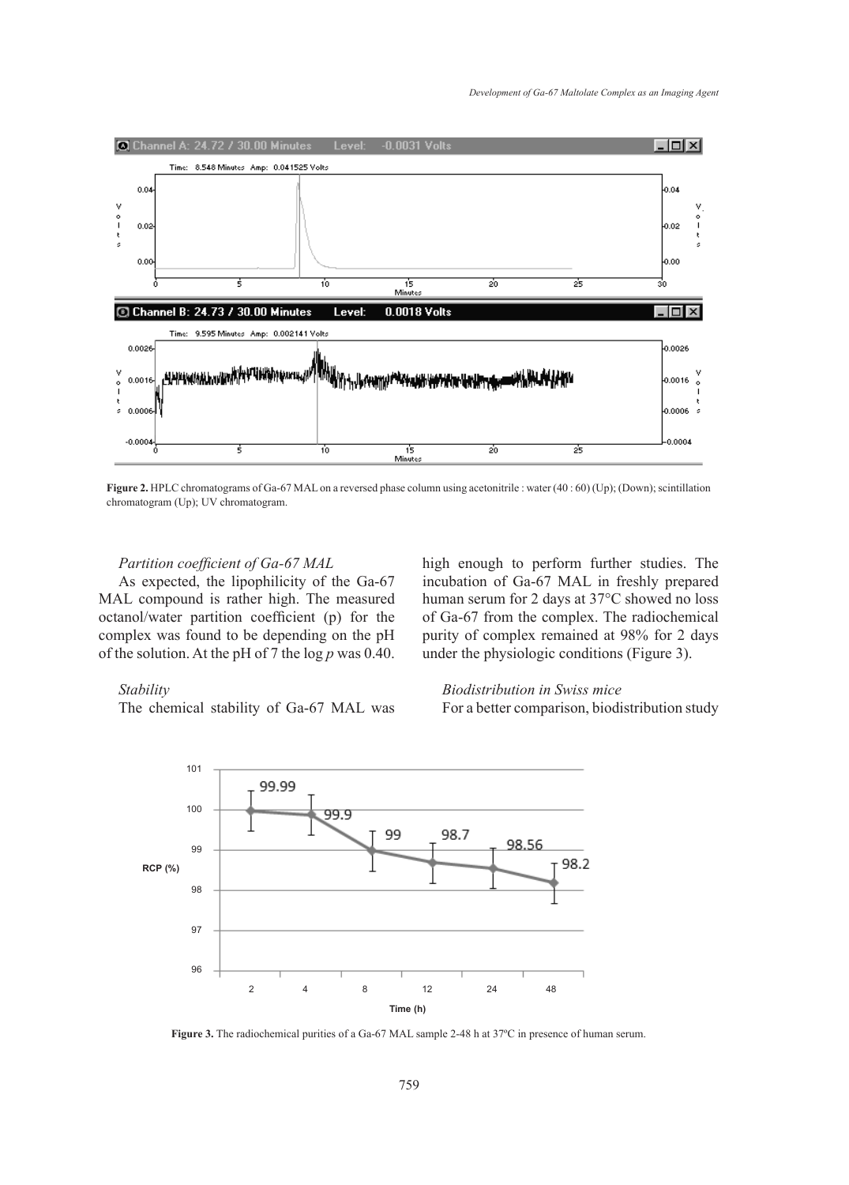Figure 2. HPLC chromatograms of Ga-67 MAL on a reversed phase column using acetonitrile : water (40 : 60) (Up); (Down); scintillation chromatogram (Up); UV chromatogram.

*Partition coefficient of Ga-67 MAL*

As expected, the lipophilicity of the Ga-67 MAL compound is rather high. The measured octanol/water partition coefficient (p) for the complex was found to be depending on the pH of the solution. At the pH of 7 the log *p* was 0.40.

*Stability*

The chemical stability of Ga-67 MAL was high enough to perform further studies. The incubation of Ga-67 MAL in freshly prepared human serum for 2 days at 37°C showed no loss of Ga-67 from the complex. The radiochemical purity of complex remained at 98% for 2 days under the physiologic conditions (Figure 3).

*Biodistribution in Swiss mice*

For a better comparison, biodistribution study

Figure 3. The radiochemical purities of a Ga-67 MAL sample 2-48 h at 37ºC in presence of human serum.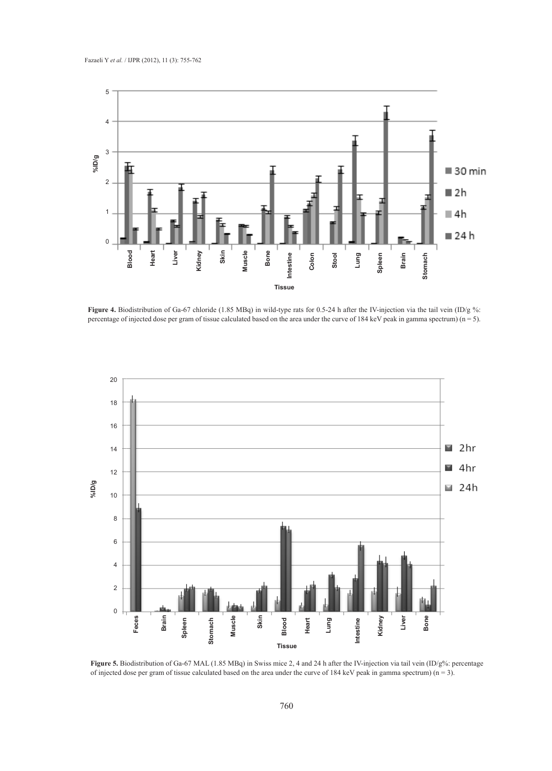**Figure 4.** Biodistribution of Ga-67 chloride (1.85 MBq) in wild-type rats for 0.5-24 h after the IV-injection via the tail vein (ID/g %: percentage of injected dose per gram of tissue calculated based on the area under the curve of 184 keV peak in gamma spectrum) (n = 5).

**Figure 5.** Biodistribution of Ga-67 MAL (1.85 MBq) in Swiss mice 2, 4 and 24 h after the IV-injection via tail vein (ID/g%: percentage of injected dose per gram of tissue calculated based on the area under the curve of 184 keV peak in gamma spectrum) (n = 3).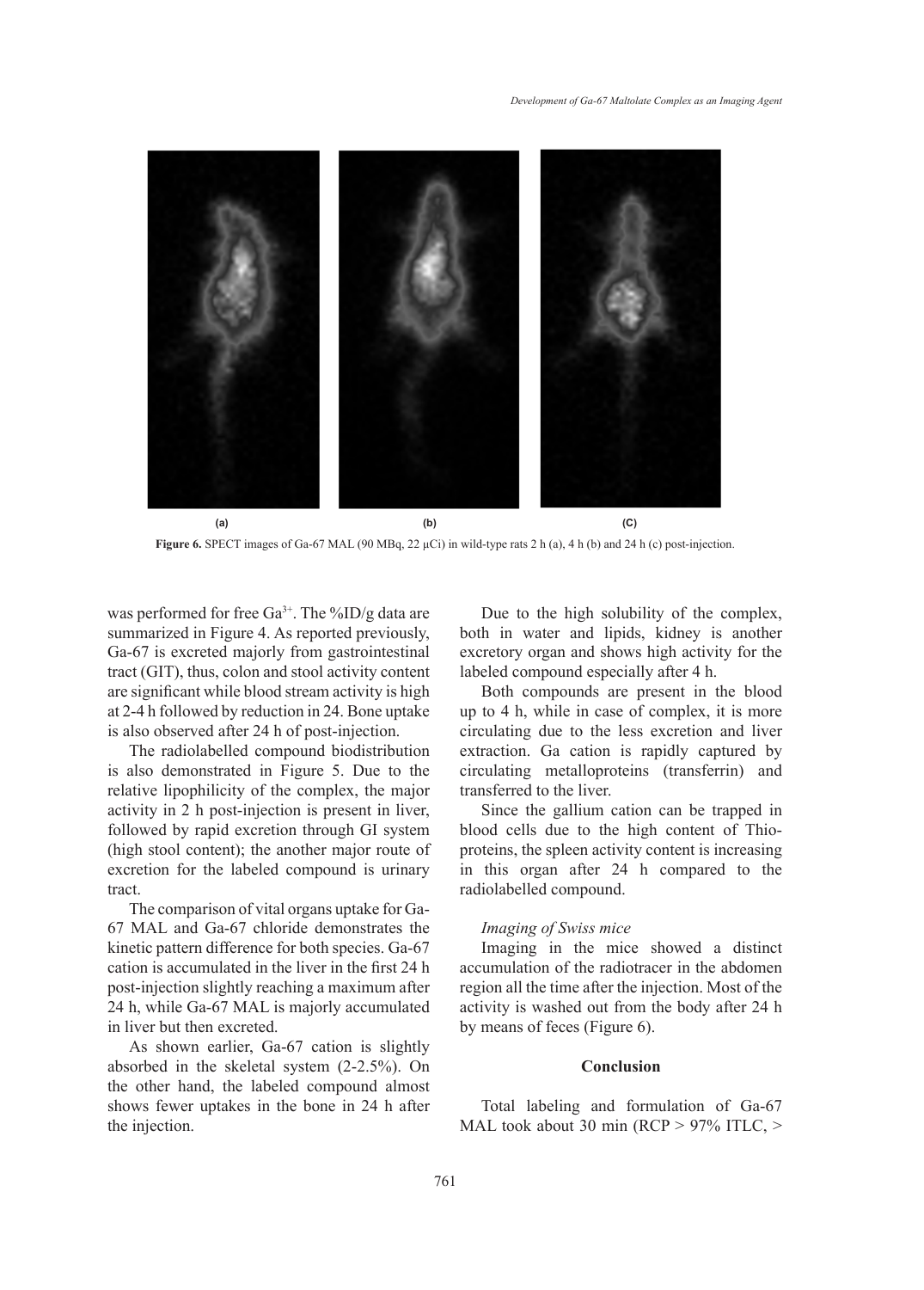Figure 6. SPECT images of Ga-67 MAL (90 MBq, 22 µCi) in wild-type rats 2 h (a), 4 h (b) and 24 h (c) post-injection.

was performed for free $Ga^{3+}$. The %ID/g data are summarized in Figure 4. As reported previously, Ga-67 is excreted majorly from gastrointestinal tract (GIT), thus, colon and stool activity content are significant while blood stream activity is high at 2-4 h followed by reduction in 24. Bone uptake is also observed after 24 h of post-injection.

The radiolabelled compound biodistribution is also demonstrated in Figure 5. Due to the relative lipophilicity of the complex, the major activity in 2 h post-injection is present in liver, followed by rapid excretion through GI system (high stool content); the another major route of excretion for the labeled compound is urinary tract.

The comparison of vital organs uptake for Ga-67 MAL and Ga-67 chloride demonstrates the kinetic pattern difference for both species. Ga-67 cation is accumulated in the liver in the first 24 h post-injection slightly reaching a maximum after 24 h, while Ga-67 MAL is majorly accumulated in liver but then excreted.

As shown earlier, Ga-67 cation is slightly absorbed in the skeletal system (2-2.5%). On the other hand, the labeled compound almost shows fewer uptakes in the bone in 24 h after the injection.

Due to the high solubility of the complex, both in water and lipids, kidney is another excretory organ and shows high activity for the labeled compound especially after 4 h.

Both compounds are present in the blood up to 4 h, while in case of complex, it is more circulating due to the less excretion and liver extraction. Ga cation is rapidly captured by circulating metalloproteins (transferrin) and transferred to the liver.

Since the gallium cation can be trapped in blood cells due to the high content of Thio-proteins, the spleen activity content is increasing in this organ after 24 h compared to the radiolabelled compound.

*Imaging of Swiss mice*

Imaging in the mice showed a distinct accumulation of the radiotracer in the abdomen region all the time after the injection. Most of the activity is washed out from the body after 24 h by means of feces (Figure 6).

## Conclusion

Total labeling and formulation of Ga-67 MAL took about 30 min (RCP > 97% ITLC, >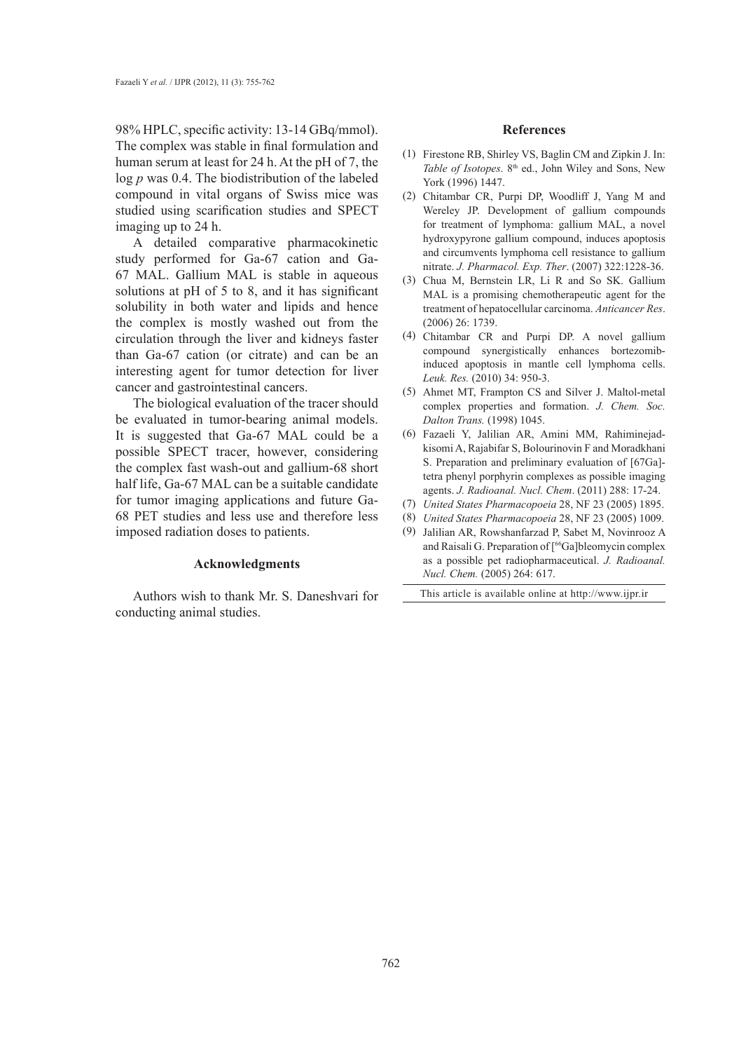98% HPLC, specific activity: 13-14 GBq/mmol). The complex was stable in final formulation and human serum at least for 24 h. At the pH of 7, the log *p* was 0.4. The biodistribution of the labeled compound in vital organs of Swiss mice was studied using scarification studies and SPECT imaging up to 24 h.

A detailed comparative pharmacokinetic study performed for Ga-67 cation and Ga-67 MAL. Gallium MAL is stable in aqueous solutions at pH of 5 to 8, and it has significant solubility in both water and lipids and hence the complex is mostly washed out from the circulation through the liver and kidneys faster than Ga-67 cation (or citrate) and can be an interesting agent for tumor detection for liver cancer and gastrointestinal cancers.

The biological evaluation of the tracer should be evaluated in tumor-bearing animal models. It is suggested that Ga-67 MAL could be a possible SPECT tracer, however, considering the complex fast wash-out and gallium-68 short half life, Ga-67 MAL can be a suitable candidate for tumor imaging applications and future Ga-68 PET studies and less use and therefore less imposed radiation doses to patients.

## Acknowledgments

Authors wish to thank Mr. S. Daneshvari for conducting animal studies.

## References

(1) Firestone RB, Shirley VS, Baglin CM and Zipkin J. In: *Table of Isotopes*. 8th ed., John Wiley and Sons, New York (1996) 1447.

(2) Chitambar CR, Purpi DP, Woodliff J, Yang M and Wereley JP. Development of gallium compounds for treatment of lymphoma: gallium MAL, a novel hydroxypyrone gallium compound, induces apoptosis and circumvents lymphoma cell resistance to gallium nitrate. *J. Pharmacol. Exp. Ther*. (2007) 322:1228-36.

(3) Chua M, Bernstein LR, Li R and So SK. Gallium MAL is a promising chemotherapeutic agent for the treatment of hepatocellular carcinoma. *Anticancer Res*. (2006) 26: 1739.

(4) Chitambar CR and Purpi DP. A novel gallium compound synergistically enhances bortezomib-induced apoptosis in mantle cell lymphoma cells. *Leuk. Res.* (2010) 34: 950-3.

(5) Ahmet MT, Frampton CS and Silver J. Maltol-metal complex properties and formation. *J. Chem. Soc. Dalton Trans.* (1998) 1045.

(6) Fazaeli Y, Jalilian AR, Amini MM, Rahiminejad-kisomi A, Rajabifar S, Bolourinovin F and Moradkhani S. Preparation and preliminary evaluation of [67Ga]-tetra phenyl porphyrin complexes as possible imaging agents. *J. Radioanal. Nucl. Chem*. (2011) 288: 17-24.

(7) *United States Pharmacopoeia* 28, NF 23 (2005) 1895.

(8) *United States Pharmacopoeia* 28, NF 23 (2005) 1009.

(9) Jalilian AR, Rowshanfarzad P, Sabet M, Novinrooz A and Raisali G. Preparation of [$^{66}$Ga]bleomycin complex as a possible pet radiopharmaceutical. *J. Radioanal. Nucl. Chem.* (2005) 264: 617.

This article is available online at http://www.ijpr.ir